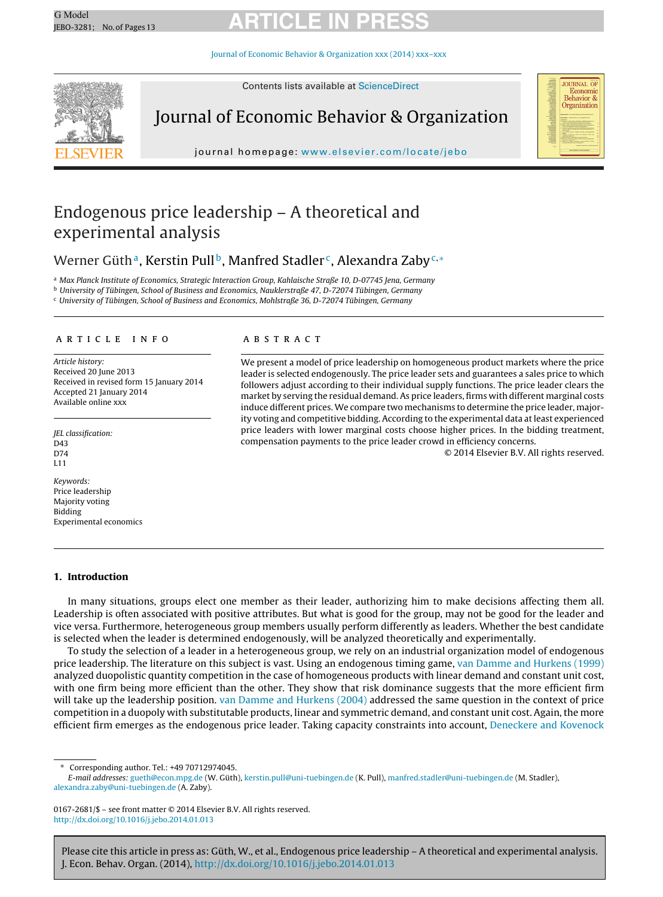# Endogenous price leadership – A theoretical and experimental analysis

Werner Güth[a], Kerstin Pull[b], Manfred Stadler[c], Alexandra Zaby[c,*]

[a] Max Planck Institute of Economics, Strategic Interaction Group, Kahlaische Straße 10, D-07745 Jena, Germany
[b] University of Tübingen, School of Business and Economics, Nauklerstraße 47, D-72074 Tübingen, Germany
[c] University of Tübingen, School of Business and Economics, Mohlstraße 36, D-72074 Tübingen, Germany

**ARTICLE INFO**

*Article history:*
Received 20 June 2013
Received in revised form 15 January 2014
Accepted 21 January 2014
Available online xxx

*JEL classification:*
D43
D74
L11

*Keywords:*
Price leadership
Majority voting
Bidding
Experimental economics

**ABSTRACT**

We present a model of price leadership on homogeneous product markets where the price leader is selected endogenously. The price leader sets and guarantees a sales price to which followers adjust according to their individual supply functions. The price leader clears the market by serving the residual demand. As price leaders, firms with different marginal costs induce different prices. We compare two mechanisms to determine the price leader, majority voting and competitive bidding. According to the experimental data at least experienced price leaders with lower marginal costs choose higher prices. In the bidding treatment, compensation payments to the price leader crowd in efficiency concerns.

© 2014 Elsevier B.V. All rights reserved.

## 1. Introduction

In many situations, groups elect one member as their leader, authorizing him to make decisions affecting them all. Leadership is often associated with positive attributes. But what is good for the group, may not be good for the leader and vice versa. Furthermore, heterogeneous group members usually perform differently as leaders. Whether the best candidate is selected when the leader is determined endogenously, will be analyzed theoretically and experimentally.

To study the selection of a leader in a heterogeneous group, we rely on an industrial organization model of endogenous price leadership. The literature on this subject is vast. Using an endogenous timing game, van Damme and Hurkens (1999) analyzed duopolistic quantity competition in the case of homogeneous products with linear demand and constant unit cost, with one firm being more efficient than the other. They show that risk dominance suggests that the more efficient firm will take up the leadership position. van Damme and Hurkens (2004) addressed the same question in the context of price competition in a duopoly with substitutable products, linear and symmetric demand, and constant unit cost. Again, the more efficient firm emerges as the endogenous price leader. Taking capacity constraints into account, Deneckere and Kovenock

---

* Corresponding author. Tel.: +49 70712974045.
*E-mail addresses:* gueth@econ.mpg.de (W. Güth), kerstin.pull@uni-tuebingen.de (K. Pull), manfred.stadler@uni-tuebingen.de (M. Stadler), alexandra.zaby@uni-tuebingen.de (A. Zaby).

0167-2681/$ – see front matter © 2014 Elsevier B.V. All rights reserved.
http://dx.doi.org/10.1016/j.jebo.2014.01.013

Please cite this article in press as: Güth, W., et al., Endogenous price leadership – A theoretical and experimental analysis. J. Econ. Behav. Organ. (2014), http://dx.doi.org/10.1016/j.jebo.2014.01.013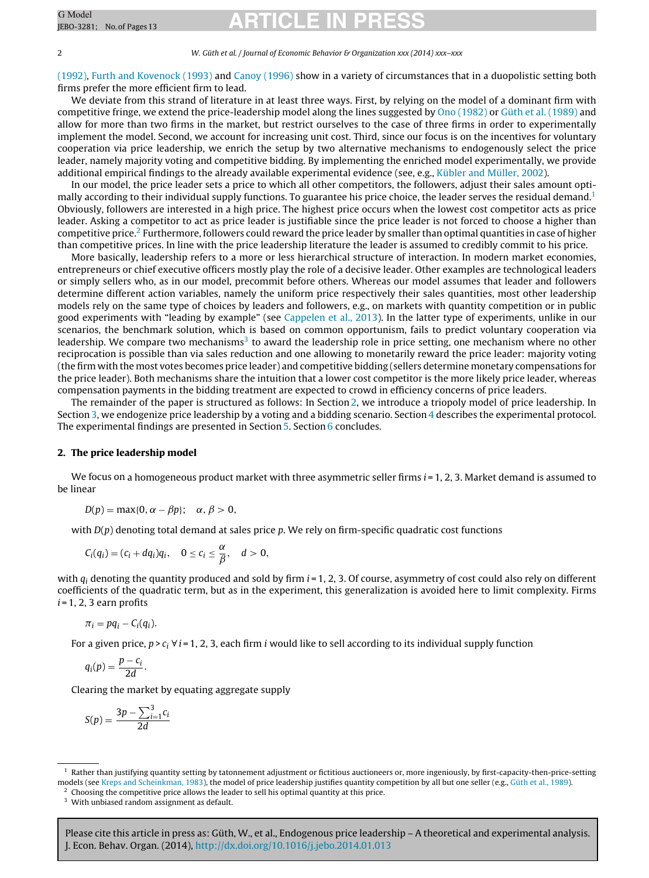(1992), Furth and Kovenock (1993) and Canoy (1996) show in a variety of circumstances that in a duopolistic setting both firms prefer the more efficient firm to lead.

We deviate from this strand of literature in at least three ways. First, by relying on the model of a dominant firm with competitive fringe, we extend the price-leadership model along the lines suggested by Ono (1982) or Güth et al. (1989) and allow for more than two firms in the market, but restrict ourselves to the case of three firms in order to experimentally implement the model. Second, we account for increasing unit cost. Third, since our focus is on the incentives for voluntary cooperation via price leadership, we enrich the setup by two alternative mechanisms to endogenously select the price leader, namely majority voting and competitive bidding. By implementing the enriched model experimentally, we provide additional empirical findings to the already available experimental evidence (see, e.g., Kübler and Müller, 2002).

In our model, the price leader sets a price to which all other competitors, the followers, adjust their sales amount optimally according to their individual supply functions. To guarantee his price choice, the leader serves the residual demand.[1] Obviously, followers are interested in a high price. The highest price occurs when the lowest cost competitor acts as price leader. Asking a competitor to act as price leader is justifiable since the price leader is not forced to choose a higher than competitive price.[2] Furthermore, followers could reward the price leader by smaller than optimal quantities in case of higher than competitive prices. In line with the price leadership literature the leader is assumed to credibly commit to his price.

More basically, leadership refers to a more or less hierarchical structure of interaction. In modern market economies, entrepreneurs or chief executive officers mostly play the role of a decisive leader. Other examples are technological leaders or simply sellers who, as in our model, precommit before others. Whereas our model assumes that leader and followers determine different action variables, namely the uniform price respectively their sales quantities, most other leadership models rely on the same type of choices by leaders and followers, e.g., on markets with quantity competition or in public good experiments with "leading by example" (see Cappelen et al., 2013). In the latter type of experiments, unlike in our scenarios, the benchmark solution, which is based on common opportunism, fails to predict voluntary cooperation via leadership. We compare two mechanisms[3] to award the leadership role in price setting, one mechanism where no other reciprocation is possible than via sales reduction and one allowing to monetarily reward the price leader: majority voting (the firm with the most votes becomes price leader) and competitive bidding (sellers determine monetary compensations for the price leader). Both mechanisms share the intuition that a lower cost competitor is the more likely price leader, whereas compensation payments in the bidding treatment are expected to crowd in efficiency concerns of price leaders.

The remainder of the paper is structured as follows: In Section 2, we introduce a triopoly model of price leadership. In Section 3, we endogenize price leadership by a voting and a bidding scenario. Section 4 describes the experimental protocol. The experimental findings are presented in Section 5. Section 6 concludes.

## 2. The price leadership model

We focus on a homogeneous product market with three asymmetric seller firms $i = 1, 2, 3$. Market demand is assumed to be linear

$$D(p) = \max\{0, \alpha - \beta p\}; \quad \alpha, \beta > 0,$$

with $D(p)$ denoting total demand at sales price $p$. We rely on firm-specific quadratic cost functions

$$C_i(q_i) = (c_i + dq_i)q_i, \quad 0 \le c_i \le \frac{\alpha}{\beta}, \quad d > 0,$$

with $q_i$ denoting the quantity produced and sold by firm $i = 1, 2, 3$. Of course, asymmetry of cost could also rely on different coefficients of the quadratic term, but as in the experiment, this generalization is avoided here to limit complexity. Firms $i = 1, 2, 3$ earn profits

$$\pi_i = pq_i - C_i(q_i).$$

For a given price, $p > c_i \; \forall \, i = 1, 2, 3$, each firm $i$ would like to sell according to its individual supply function

$$q_i(p) = \frac{p - c_i}{2d}.$$

Clearing the market by equating aggregate supply

$$S(p) = \frac{3p - \sum_{i=1}^{3} c_i}{2d}$$

---

[1] Rather than justifying quantity setting by tatonnement adjustment or fictitious auctioneers or, more ingeniously, by first-capacity-then-price-setting models (see Kreps and Scheinkman, 1983), the model of price leadership justifies quantity competition by all but one seller (e.g., Güth et al., 1989).

[2] Choosing the competitive price allows the leader to sell his optimal quantity at this price.

[3] With unbiased random assignment as default.

Please cite this article in press as: Güth, W., et al., Endogenous price leadership – A theoretical and experimental analysis. J. Econ. Behav. Organ. (2014), http://dx.doi.org/10.1016/j.jebo.2014.01.013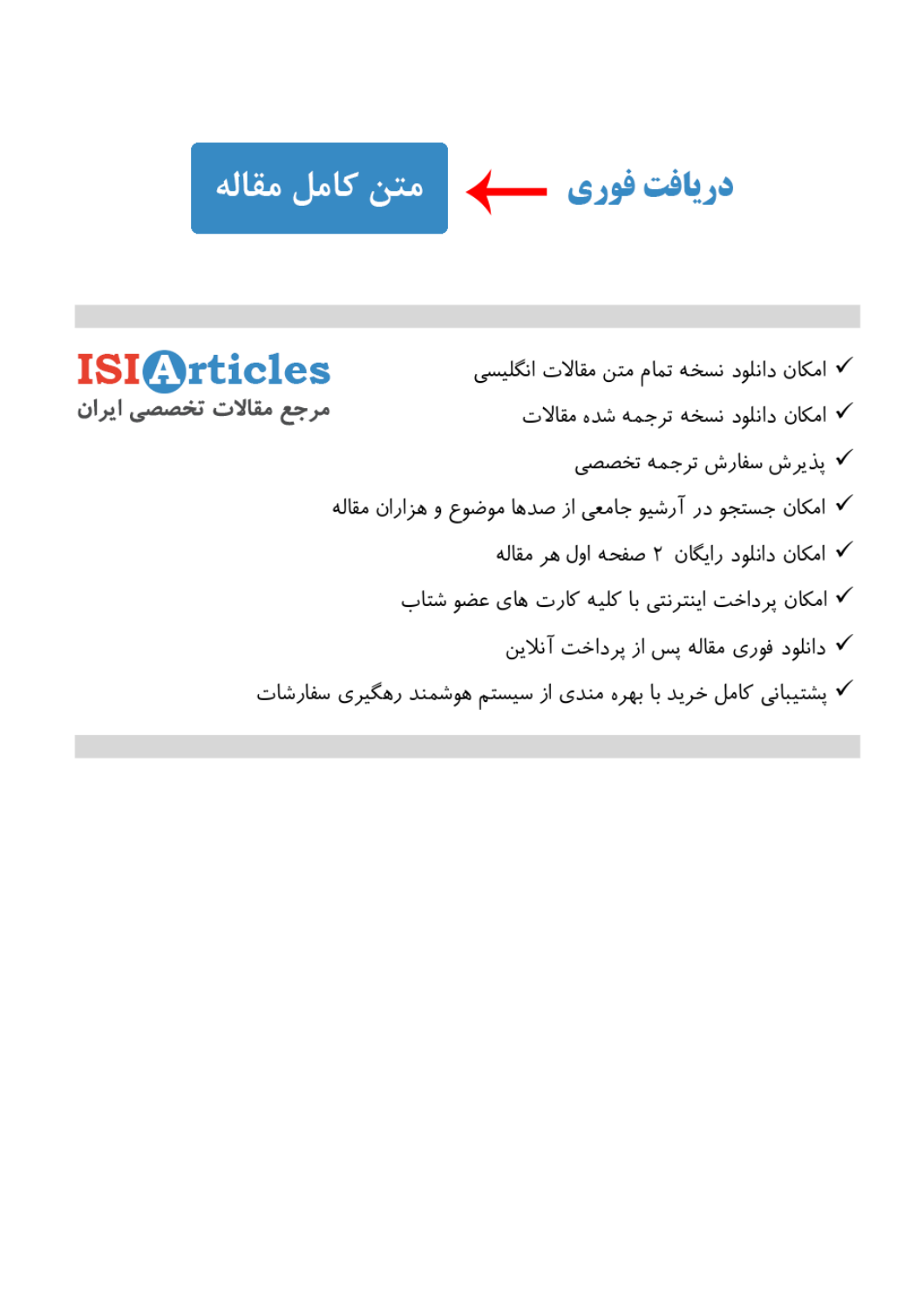**دریافت فوری** ← **متن کامل مقاله**

---

**ISIArticles**

**مرجع مقالات تخصصی ایران**

- ✓ امکان دانلود نسخه تمام متن مقالات انگلیسی
- ✓ امکان دانلود نسخه ترجمه شده مقالات
- ✓ پذیرش سفارش ترجمه تخصصی
- ✓ امکان جستجو در آرشیو جامعی از صدها موضوع و هزاران مقاله
- ✓ امکان دانلود رایگان ۲ صفحه اول هر مقاله
- ✓ امکان پرداخت اینترنتی با کلیه کارت های عضو شتاب
- ✓ دانلود فوری مقاله پس از پرداخت آنلاین
- ✓ پشتیبانی کامل خرید با بهره مندی از سیستم هوشمند رهگیری سفارشات

---